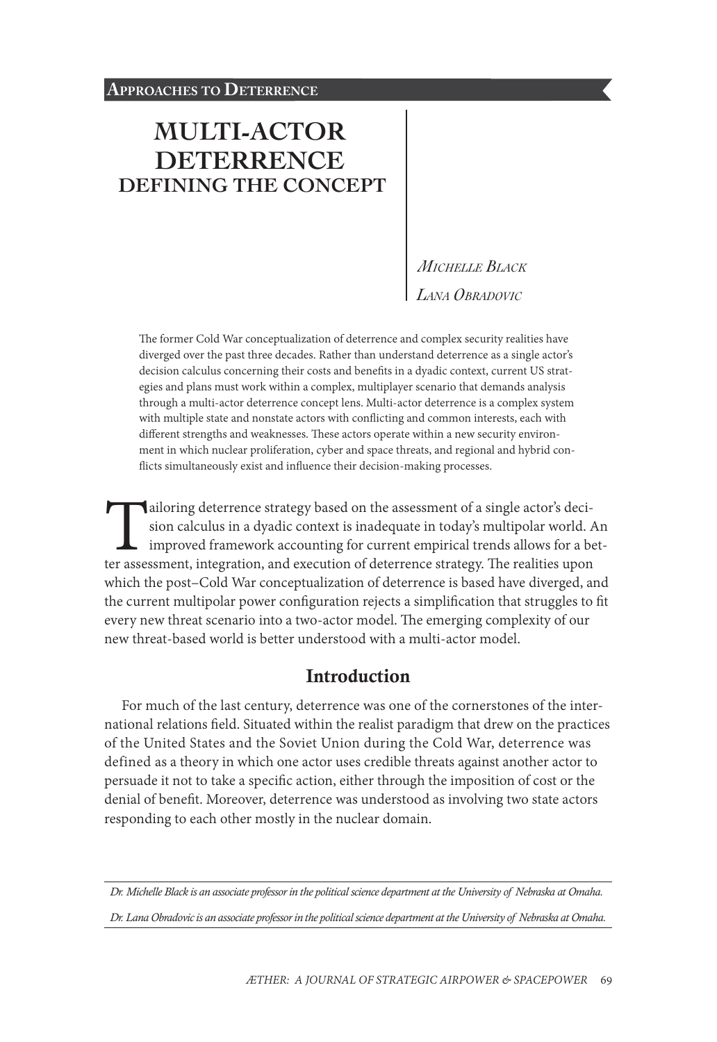**Approaches to Deterrence**

# MULTI-ACTOR DETERRENCE
## DEFINING THE CONCEPT

*Michelle Black*

*Lana Obradovic*

The former Cold War conceptualization of deterrence and complex security realities have diverged over the past three decades. Rather than understand deterrence as a single actor's decision calculus concerning their costs and benefits in a dyadic context, current US strategies and plans must work within a complex, multiplayer scenario that demands analysis through a multi-actor deterrence concept lens. Multi-actor deterrence is a complex system with multiple state and nonstate actors with conflicting and common interests, each with different strengths and weaknesses. These actors operate within a new security environment in which nuclear proliferation, cyber and space threats, and regional and hybrid conflicts simultaneously exist and influence their decision-making processes.

Tailoring deterrence strategy based on the assessment of a single actor's decision calculus in a dyadic context is inadequate in today's multipolar world. An improved framework accounting for current empirical trends allows for a better assessment, integration, and execution of deterrence strategy. The realities upon which the post–Cold War conceptualization of deterrence is based have diverged, and the current multipolar power configuration rejects a simplification that struggles to fit every new threat scenario into a two-actor model. The emerging complexity of our new threat-based world is better understood with a multi-actor model.

## Introduction

For much of the last century, deterrence was one of the cornerstones of the international relations field. Situated within the realist paradigm that drew on the practices of the United States and the Soviet Union during the Cold War, deterrence was defined as a theory in which one actor uses credible threats against another actor to persuade it not to take a specific action, either through the imposition of cost or the denial of benefit. Moreover, deterrence was understood as involving two state actors responding to each other mostly in the nuclear domain.

---

*Dr. Michelle Black is an associate professor in the political science department at the University of Nebraska at Omaha.*

*Dr. Lana Obradovic is an associate professor in the political science department at the University of Nebraska at Omaha.*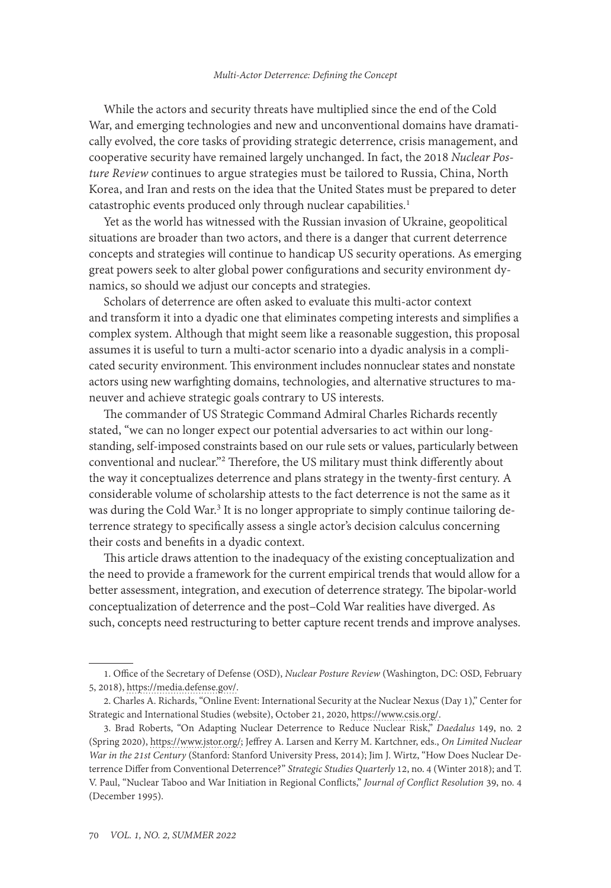While the actors and security threats have multiplied since the end of the Cold War, and emerging technologies and new and unconventional domains have dramatically evolved, the core tasks of providing strategic deterrence, crisis management, and cooperative security have remained largely unchanged. In fact, the 2018 *Nuclear Posture Review* continues to argue strategies must be tailored to Russia, China, North Korea, and Iran and rests on the idea that the United States must be prepared to deter catastrophic events produced only through nuclear capabilities.[1]

Yet as the world has witnessed with the Russian invasion of Ukraine, geopolitical situations are broader than two actors, and there is a danger that current deterrence concepts and strategies will continue to handicap US security operations. As emerging great powers seek to alter global power configurations and security environment dynamics, so should we adjust our concepts and strategies.

Scholars of deterrence are often asked to evaluate this multi-actor context and transform it into a dyadic one that eliminates competing interests and simplifies a complex system. Although that might seem like a reasonable suggestion, this proposal assumes it is useful to turn a multi-actor scenario into a dyadic analysis in a complicated security environment. This environment includes nonnuclear states and nonstate actors using new warfighting domains, technologies, and alternative structures to maneuver and achieve strategic goals contrary to US interests.

The commander of US Strategic Command Admiral Charles Richards recently stated, "we can no longer expect our potential adversaries to act within our longstanding, self-imposed constraints based on our rule sets or values, particularly between conventional and nuclear."[2] Therefore, the US military must think differently about the way it conceptualizes deterrence and plans strategy in the twenty-first century. A considerable volume of scholarship attests to the fact deterrence is not the same as it was during the Cold War.[3] It is no longer appropriate to simply continue tailoring deterrence strategy to specifically assess a single actor's decision calculus concerning their costs and benefits in a dyadic context.

This article draws attention to the inadequacy of the existing conceptualization and the need to provide a framework for the current empirical trends that would allow for a better assessment, integration, and execution of deterrence strategy. The bipolar-world conceptualization of deterrence and the post–Cold War realities have diverged. As such, concepts need restructuring to better capture recent trends and improve analyses.

---

1. Office of the Secretary of Defense (OSD), *Nuclear Posture Review* (Washington, DC: OSD, February 5, 2018), https://media.defense.gov/.

2. Charles A. Richards, "Online Event: International Security at the Nuclear Nexus (Day 1)," Center for Strategic and International Studies (website), October 21, 2020, https://www.csis.org/.

3. Brad Roberts, "On Adapting Nuclear Deterrence to Reduce Nuclear Risk," *Daedalus* 149, no. 2 (Spring 2020), https://www.jstor.org/; Jeffrey A. Larsen and Kerry M. Kartchner, eds., *On Limited Nuclear War in the 21st Century* (Stanford: Stanford University Press, 2014); Jim J. Wirtz, "How Does Nuclear Deterrence Differ from Conventional Deterrence?" *Strategic Studies Quarterly* 12, no. 4 (Winter 2018); and T. V. Paul, "Nuclear Taboo and War Initiation in Regional Conflicts," *Journal of Conflict Resolution* 39, no. 4 (December 1995).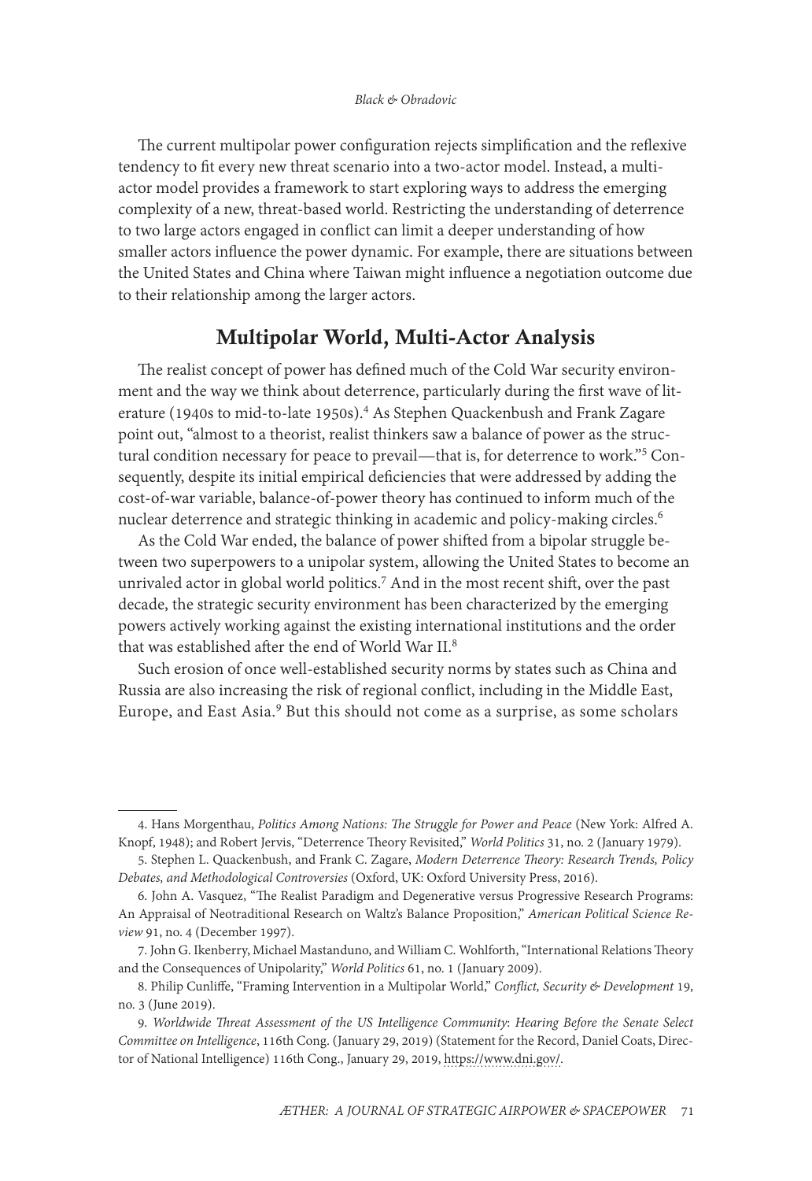The current multipolar power configuration rejects simplification and the reflexive tendency to fit every new threat scenario into a two-actor model. Instead, a multi-actor model provides a framework to start exploring ways to address the emerging complexity of a new, threat-based world. Restricting the understanding of deterrence to two large actors engaged in conflict can limit a deeper understanding of how smaller actors influence the power dynamic. For example, there are situations between the United States and China where Taiwan might influence a negotiation outcome due to their relationship among the larger actors.

## Multipolar World, Multi-Actor Analysis

The realist concept of power has defined much of the Cold War security environment and the way we think about deterrence, particularly during the first wave of literature (1940s to mid-to-late 1950s).[4] As Stephen Quackenbush and Frank Zagare point out, "almost to a theorist, realist thinkers saw a balance of power as the structural condition necessary for peace to prevail—that is, for deterrence to work."[5] Consequently, despite its initial empirical deficiencies that were addressed by adding the cost-of-war variable, balance-of-power theory has continued to inform much of the nuclear deterrence and strategic thinking in academic and policy-making circles.[6]

As the Cold War ended, the balance of power shifted from a bipolar struggle between two superpowers to a unipolar system, allowing the United States to become an unrivaled actor in global world politics.[7] And in the most recent shift, over the past decade, the strategic security environment has been characterized by the emerging powers actively working against the existing international institutions and the order that was established after the end of World War II.[8]

Such erosion of once well-established security norms by states such as China and Russia are also increasing the risk of regional conflict, including in the Middle East, Europe, and East Asia.[9] But this should not come as a surprise, as some scholars

---

4. Hans Morgenthau, *Politics Among Nations: The Struggle for Power and Peace* (New York: Alfred A. Knopf, 1948); and Robert Jervis, "Deterrence Theory Revisited," *World Politics* 31, no. 2 (January 1979).

5. Stephen L. Quackenbush, and Frank C. Zagare, *Modern Deterrence Theory: Research Trends, Policy Debates, and Methodological Controversies* (Oxford, UK: Oxford University Press, 2016).

6. John A. Vasquez, "The Realist Paradigm and Degenerative versus Progressive Research Programs: An Appraisal of Neotraditional Research on Waltz's Balance Proposition," *American Political Science Review* 91, no. 4 (December 1997).

7. John G. Ikenberry, Michael Mastanduno, and William C. Wohlforth, "International Relations Theory and the Consequences of Unipolarity," *World Politics* 61, no. 1 (January 2009).

8. Philip Cunliffe, "Framing Intervention in a Multipolar World," *Conflict, Security & Development* 19, no. 3 (June 2019).

9. *Worldwide Threat Assessment of the US Intelligence Community*: *Hearing Before the Senate Select Committee on Intelligence*, 116th Cong. (January 29, 2019) (Statement for the Record, Daniel Coats, Director of National Intelligence) 116th Cong., January 29, 2019, https://www.dni.gov/.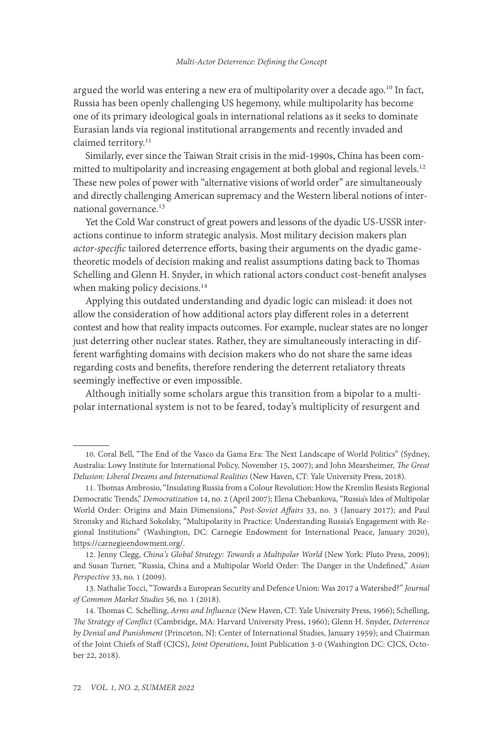argued the world was entering a new era of multipolarity over a decade ago.[10] In fact, Russia has been openly challenging US hegemony, while multipolarity has become one of its primary ideological goals in international relations as it seeks to dominate Eurasian lands via regional institutional arrangements and recently invaded and claimed territory.[11]

Similarly, ever since the Taiwan Strait crisis in the mid-1990s, China has been committed to multipolarity and increasing engagement at both global and regional levels.[12] These new poles of power with "alternative visions of world order" are simultaneously and directly challenging American supremacy and the Western liberal notions of international governance.[13]

Yet the Cold War construct of great powers and lessons of the dyadic US-USSR interactions continue to inform strategic analysis. Most military decision makers plan *actor-specific* tailored deterrence efforts, basing their arguments on the dyadic game-theoretic models of decision making and realist assumptions dating back to Thomas Schelling and Glenn H. Snyder, in which rational actors conduct cost-benefit analyses when making policy decisions.[14]

Applying this outdated understanding and dyadic logic can mislead: it does not allow the consideration of how additional actors play different roles in a deterrent contest and how that reality impacts outcomes. For example, nuclear states are no longer just deterring other nuclear states. Rather, they are simultaneously interacting in different warfighting domains with decision makers who do not share the same ideas regarding costs and benefits, therefore rendering the deterrent retaliatory threats seemingly ineffective or even impossible.

Although initially some scholars argue this transition from a bipolar to a multipolar international system is not to be feared, today's multiplicity of resurgent and

---

10. Coral Bell, "The End of the Vasco da Gama Era: The Next Landscape of World Politics" (Sydney, Australia: Lowy Institute for International Policy, November 15, 2007); and John Mearsheimer, *The Great Delusion: Liberal Dreams and International Realities* (New Haven, CT: Yale University Press, 2018).

11. Thomas Ambrosio, "Insulating Russia from a Colour Revolution: How the Kremlin Resists Regional Democratic Trends," *Democratization* 14, no. 2 (April 2007); Elena Chebankova, "Russia's Idea of Multipolar World Order: Origins and Main Dimensions," *Post-Soviet Affairs* 33, no. 3 (January 2017); and Paul Stronsky and Richard Sokolsky, "Multipolarity in Practice: Understanding Russia's Engagement with Regional Institutions" (Washington, DC: Carnegie Endowment for International Peace, January 2020), https://carnegieendowment.org/.

12. Jenny Clegg, *China's Global Strategy: Towards a Multipolar World* (New York: Pluto Press, 2009); and Susan Turner, "Russia, China and a Multipolar World Order: The Danger in the Undefined," *Asian Perspective* 33, no. 1 (2009).

13. Nathalie Tocci, "Towards a European Security and Defence Union: Was 2017 a Watershed?" *Journal of Common Market Studies* 56, no. 1 (2018).

14. Thomas C. Schelling, *Arms and Influence* (New Haven, CT: Yale University Press, 1966); Schelling, *The Strategy of Conflict* (Cambridge, MA: Harvard University Press, 1960); Glenn H. Snyder, *Deterrence by Denial and Punishment* (Princeton, NJ: Center of International Studies, January 1959); and Chairman of the Joint Chiefs of Staff (CJCS), *Joint Operations*, Joint Publication 3-0 (Washington DC: CJCS, October 22, 2018).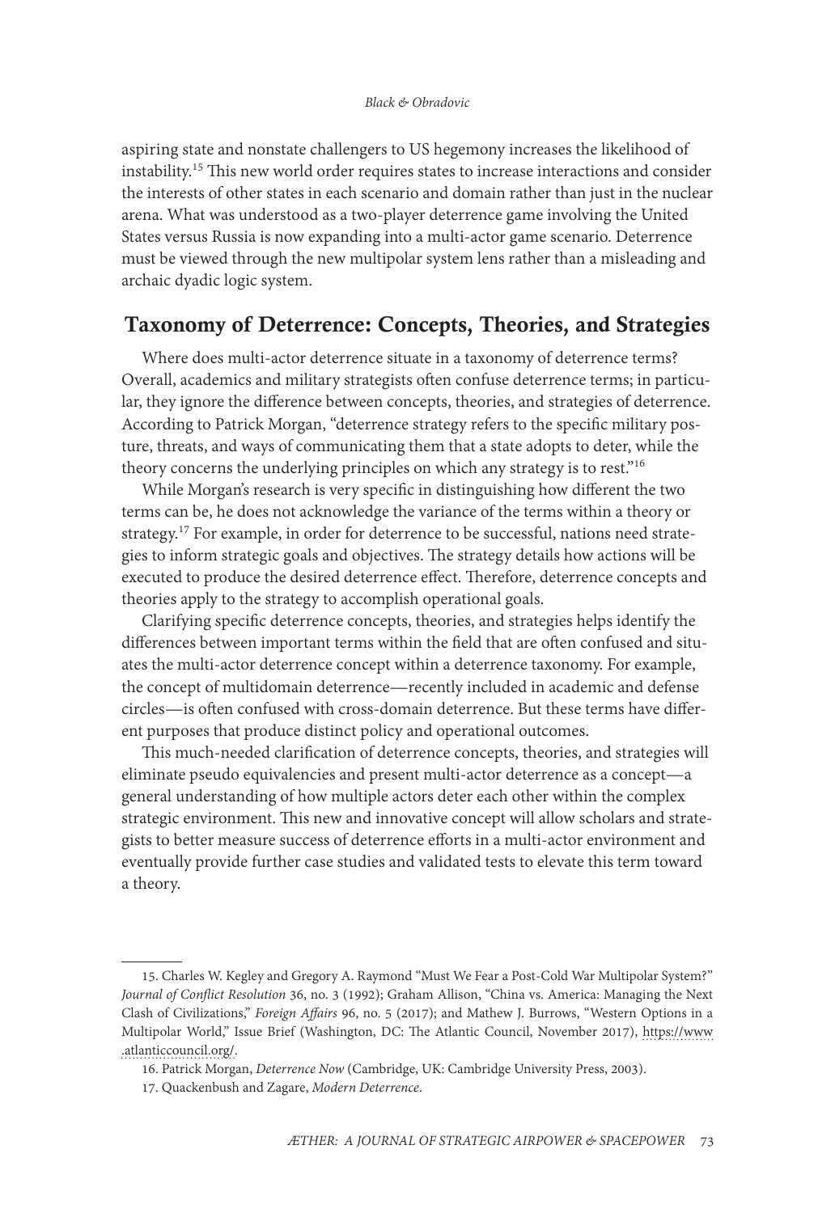aspiring state and nonstate challengers to US hegemony increases the likelihood of instability.[15] This new world order requires states to increase interactions and consider the interests of other states in each scenario and domain rather than just in the nuclear arena. What was understood as a two-player deterrence game involving the United States versus Russia is now expanding into a multi-actor game scenario. Deterrence must be viewed through the new multipolar system lens rather than a misleading and archaic dyadic logic system.

## Taxonomy of Deterrence: Concepts, Theories, and Strategies

Where does multi-actor deterrence situate in a taxonomy of deterrence terms? Overall, academics and military strategists often confuse deterrence terms; in particular, they ignore the difference between concepts, theories, and strategies of deterrence. According to Patrick Morgan, "deterrence strategy refers to the specific military posture, threats, and ways of communicating them that a state adopts to deter, while the theory concerns the underlying principles on which any strategy is to rest."[16]

While Morgan's research is very specific in distinguishing how different the two terms can be, he does not acknowledge the variance of the terms within a theory or strategy.[17] For example, in order for deterrence to be successful, nations need strategies to inform strategic goals and objectives. The strategy details how actions will be executed to produce the desired deterrence effect. Therefore, deterrence concepts and theories apply to the strategy to accomplish operational goals.

Clarifying specific deterrence concepts, theories, and strategies helps identify the differences between important terms within the field that are often confused and situates the multi-actor deterrence concept within a deterrence taxonomy. For example, the concept of multidomain deterrence—recently included in academic and defense circles—is often confused with cross-domain deterrence. But these terms have different purposes that produce distinct policy and operational outcomes.

This much-needed clarification of deterrence concepts, theories, and strategies will eliminate pseudo equivalencies and present multi-actor deterrence as a concept—a general understanding of how multiple actors deter each other within the complex strategic environment. This new and innovative concept will allow scholars and strategists to better measure success of deterrence efforts in a multi-actor environment and eventually provide further case studies and validated tests to elevate this term toward a theory.

---

15. Charles W. Kegley and Gregory A. Raymond "Must We Fear a Post-Cold War Multipolar System?" *Journal of Conflict Resolution* 36, no. 3 (1992); Graham Allison, "China vs. America: Managing the Next Clash of Civilizations," *Foreign Affairs* 96, no. 5 (2017); and Mathew J. Burrows, "Western Options in a Multipolar World," Issue Brief (Washington, DC: The Atlantic Council, November 2017), https://www.atlanticcouncil.org/.

16. Patrick Morgan, *Deterrence Now* (Cambridge, UK: Cambridge University Press, 2003).

17. Quackenbush and Zagare, *Modern Deterrence*.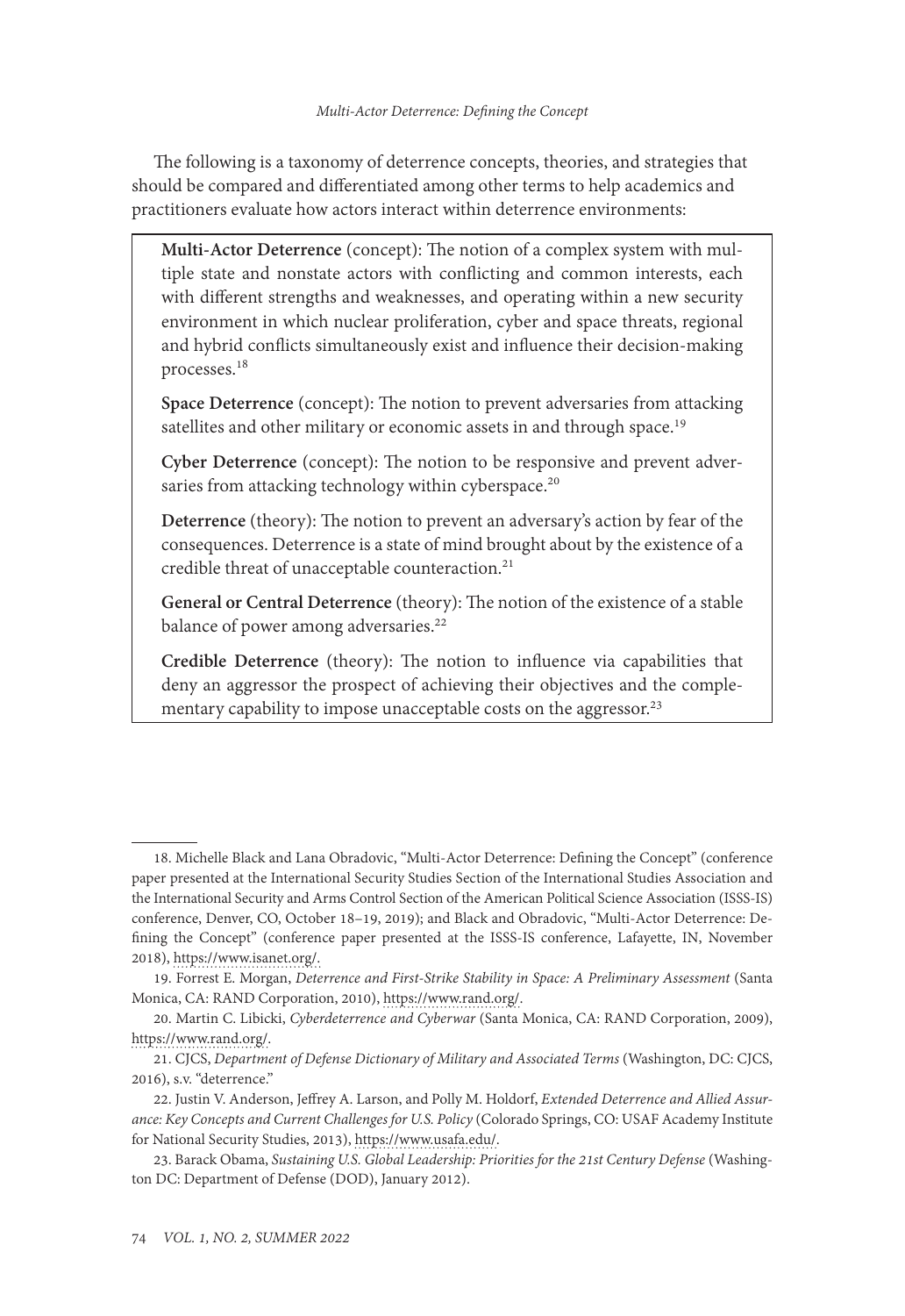The following is a taxonomy of deterrence concepts, theories, and strategies that should be compared and differentiated among other terms to help academics and practitioners evaluate how actors interact within deterrence environments:

> **Multi-Actor Deterrence** (concept): The notion of a complex system with multiple state and nonstate actors with conflicting and common interests, each with different strengths and weaknesses, and operating within a new security environment in which nuclear proliferation, cyber and space threats, regional and hybrid conflicts simultaneously exist and influence their decision-making processes.[18]
>
> **Space Deterrence** (concept): The notion to prevent adversaries from attacking satellites and other military or economic assets in and through space.[19]
>
> **Cyber Deterrence** (concept): The notion to be responsive and prevent adversaries from attacking technology within cyberspace.[20]
>
> **Deterrence** (theory): The notion to prevent an adversary's action by fear of the consequences. Deterrence is a state of mind brought about by the existence of a credible threat of unacceptable counteraction.[21]
>
> **General or Central Deterrence** (theory): The notion of the existence of a stable balance of power among adversaries.[22]
>
> **Credible Deterrence** (theory): The notion to influence via capabilities that deny an aggressor the prospect of achieving their objectives and the complementary capability to impose unacceptable costs on the aggressor.[23]

---

18. Michelle Black and Lana Obradovic, "Multi-Actor Deterrence: Defining the Concept" (conference paper presented at the International Security Studies Section of the International Studies Association and the International Security and Arms Control Section of the American Political Science Association (ISSS-IS) conference, Denver, CO, October 18–19, 2019); and Black and Obradovic, "Multi-Actor Deterrence: Defining the Concept" (conference paper presented at the ISSS-IS conference, Lafayette, IN, November 2018), https://www.isanet.org/.

19. Forrest E. Morgan, *Deterrence and First-Strike Stability in Space: A Preliminary Assessment* (Santa Monica, CA: RAND Corporation, 2010), https://www.rand.org/.

20. Martin C. Libicki, *Cyberdeterrence and Cyberwar* (Santa Monica, CA: RAND Corporation, 2009), https://www.rand.org/.

21. CJCS, *Department of Defense Dictionary of Military and Associated Terms* (Washington, DC: CJCS, 2016), s.v. "deterrence."

22. Justin V. Anderson, Jeffrey A. Larson, and Polly M. Holdorf, *Extended Deterrence and Allied Assurance: Key Concepts and Current Challenges for U.S. Policy* (Colorado Springs, CO: USAF Academy Institute for National Security Studies, 2013), https://www.usafa.edu/.

23. Barack Obama, *Sustaining U.S. Global Leadership: Priorities for the 21st Century Defense* (Washington DC: Department of Defense (DOD), January 2012).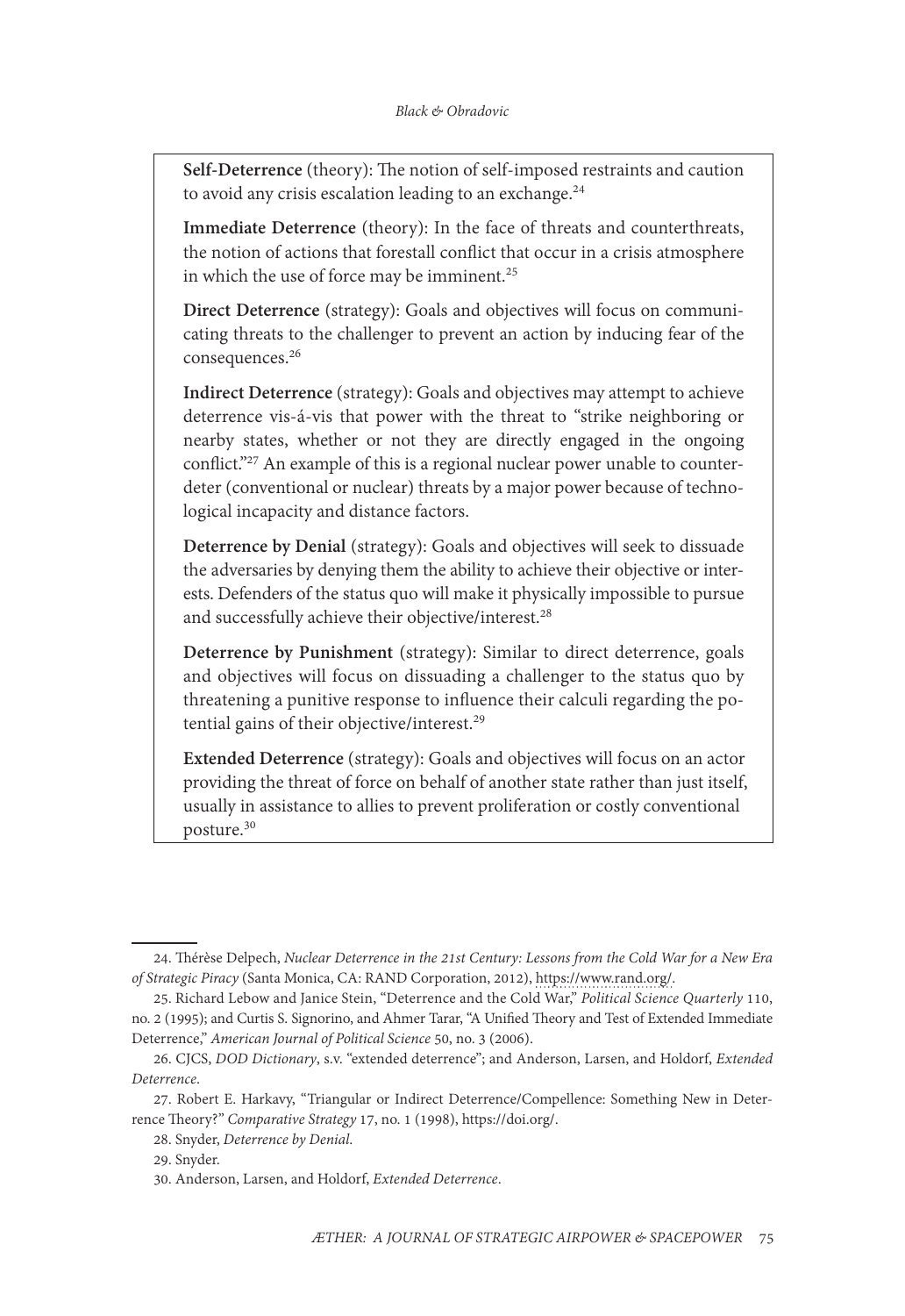**Self-Deterrence** (theory): The notion of self-imposed restraints and caution to avoid any crisis escalation leading to an exchange.[24]

**Immediate Deterrence** (theory): In the face of threats and counterthreats, the notion of actions that forestall conflict that occur in a crisis atmosphere in which the use of force may be imminent.[25]

**Direct Deterrence** (strategy): Goals and objectives will focus on communicating threats to the challenger to prevent an action by inducing fear of the consequences.[26]

**Indirect Deterrence** (strategy): Goals and objectives may attempt to achieve deterrence vis-á-vis that power with the threat to "strike neighboring or nearby states, whether or not they are directly engaged in the ongoing conflict."[27] An example of this is a regional nuclear power unable to counter-deter (conventional or nuclear) threats by a major power because of technological incapacity and distance factors.

**Deterrence by Denial** (strategy): Goals and objectives will seek to dissuade the adversaries by denying them the ability to achieve their objective or interests. Defenders of the status quo will make it physically impossible to pursue and successfully achieve their objective/interest.[28]

**Deterrence by Punishment** (strategy): Similar to direct deterrence, goals and objectives will focus on dissuading a challenger to the status quo by threatening a punitive response to influence their calculi regarding the potential gains of their objective/interest.[29]

**Extended Deterrence** (strategy): Goals and objectives will focus on an actor providing the threat of force on behalf of another state rather than just itself, usually in assistance to allies to prevent proliferation or costly conventional posture.[30]

---

24. Thérèse Delpech, *Nuclear Deterrence in the 21st Century: Lessons from the Cold War for a New Era of Strategic Piracy* (Santa Monica, CA: RAND Corporation, 2012), https://www.rand.org/.

25. Richard Lebow and Janice Stein, "Deterrence and the Cold War," *Political Science Quarterly* 110, no. 2 (1995); and Curtis S. Signorino, and Ahmer Tarar, "A Unified Theory and Test of Extended Immediate Deterrence," *American Journal of Political Science* 50, no. 3 (2006).

26. CJCS, *DOD Dictionary*, s.v. "extended deterrence"; and Anderson, Larsen, and Holdorf, *Extended Deterrence*.

27. Robert E. Harkavy, "Triangular or Indirect Deterrence/Compellence: Something New in Deterrence Theory?" *Comparative Strategy* 17, no. 1 (1998), https://doi.org/.

28. Snyder, *Deterrence by Denial*.

29. Snyder.

30. Anderson, Larsen, and Holdorf, *Extended Deterrence*.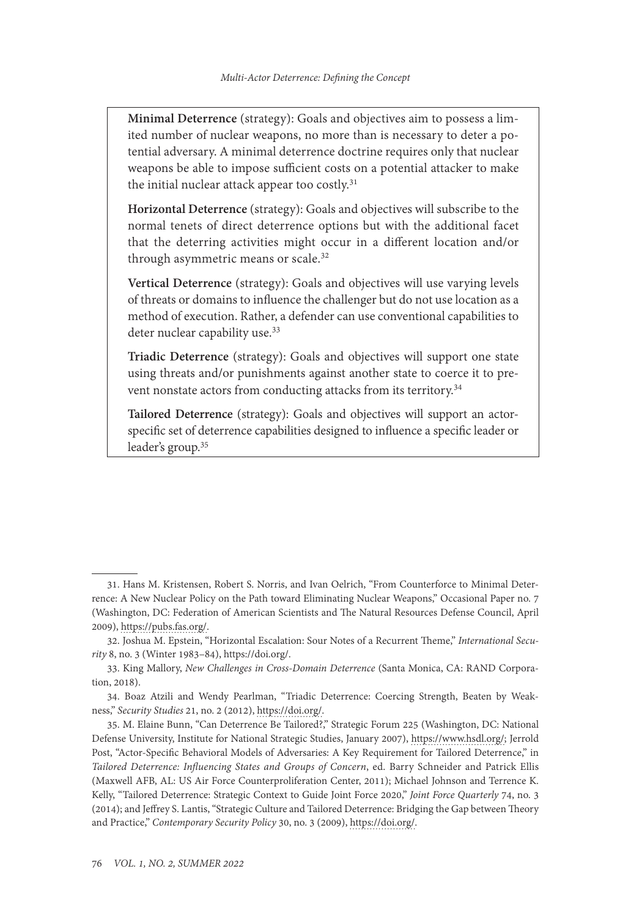**Minimal Deterrence** (strategy): Goals and objectives aim to possess a limited number of nuclear weapons, no more than is necessary to deter a potential adversary. A minimal deterrence doctrine requires only that nuclear weapons be able to impose sufficient costs on a potential attacker to make the initial nuclear attack appear too costly.[31]

**Horizontal Deterrence** (strategy): Goals and objectives will subscribe to the normal tenets of direct deterrence options but with the additional facet that the deterring activities might occur in a different location and/or through asymmetric means or scale.[32]

**Vertical Deterrence** (strategy): Goals and objectives will use varying levels of threats or domains to influence the challenger but do not use location as a method of execution. Rather, a defender can use conventional capabilities to deter nuclear capability use.[33]

**Triadic Deterrence** (strategy): Goals and objectives will support one state using threats and/or punishments against another state to coerce it to prevent nonstate actors from conducting attacks from its territory.[34]

**Tailored Deterrence** (strategy): Goals and objectives will support an actor-specific set of deterrence capabilities designed to influence a specific leader or leader's group.[35]

---

31. Hans M. Kristensen, Robert S. Norris, and Ivan Oelrich, "From Counterforce to Minimal Deterrence: A New Nuclear Policy on the Path toward Eliminating Nuclear Weapons," Occasional Paper no. 7 (Washington, DC: Federation of American Scientists and The Natural Resources Defense Council, April 2009), https://pubs.fas.org/.

32. Joshua M. Epstein, "Horizontal Escalation: Sour Notes of a Recurrent Theme," *International Security* 8, no. 3 (Winter 1983–84), https://doi.org/.

33. King Mallory, *New Challenges in Cross-Domain Deterrence* (Santa Monica, CA: RAND Corporation, 2018).

34. Boaz Atzili and Wendy Pearlman, "Triadic Deterrence: Coercing Strength, Beaten by Weakness," *Security Studies* 21, no. 2 (2012), https://doi.org/.

35. M. Elaine Bunn, "Can Deterrence Be Tailored?," Strategic Forum 225 (Washington, DC: National Defense University, Institute for National Strategic Studies, January 2007), https://www.hsdl.org/; Jerrold Post, "Actor-Specific Behavioral Models of Adversaries: A Key Requirement for Tailored Deterrence," in *Tailored Deterrence: Influencing States and Groups of Concern*, ed. Barry Schneider and Patrick Ellis (Maxwell AFB, AL: US Air Force Counterproliferation Center, 2011); Michael Johnson and Terrence K. Kelly, "Tailored Deterrence: Strategic Context to Guide Joint Force 2020," *Joint Force Quarterly* 74, no. 3 (2014); and Jeffrey S. Lantis, "Strategic Culture and Tailored Deterrence: Bridging the Gap between Theory and Practice," *Contemporary Security Policy* 30, no. 3 (2009), https://doi.org/.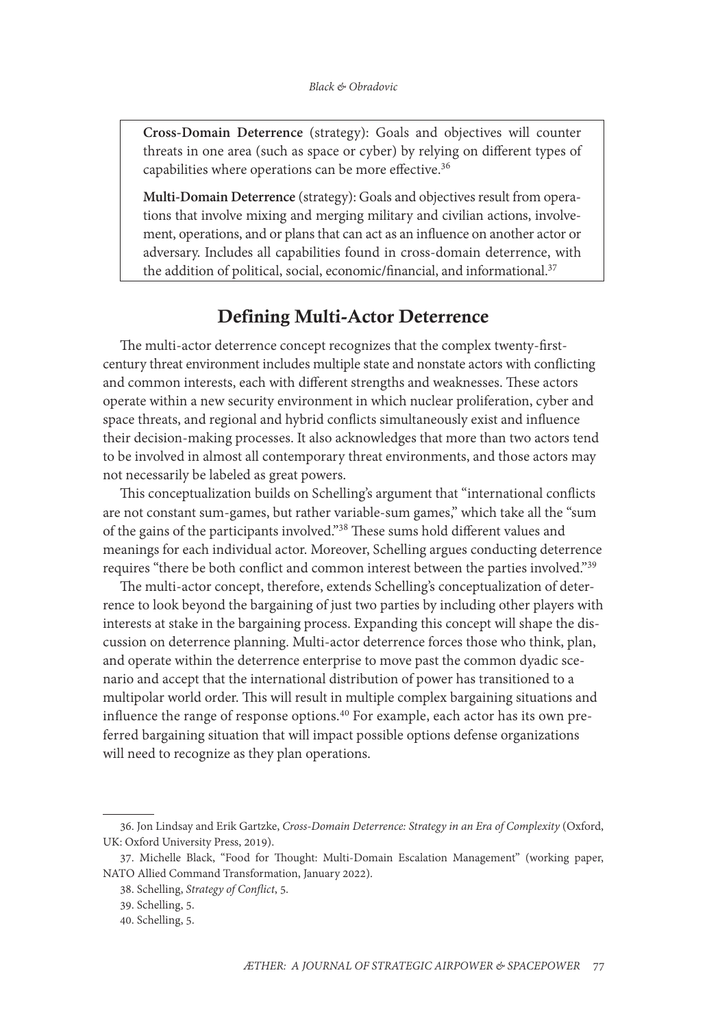**Cross-Domain Deterrence** (strategy): Goals and objectives will counter threats in one area (such as space or cyber) by relying on different types of capabilities where operations can be more effective.[36]

**Multi-Domain Deterrence** (strategy): Goals and objectives result from operations that involve mixing and merging military and civilian actions, involvement, operations, and or plans that can act as an influence on another actor or adversary. Includes all capabilities found in cross-domain deterrence, with the addition of political, social, economic/financial, and informational.[37]

## Defining Multi-Actor Deterrence

The multi-actor deterrence concept recognizes that the complex twenty-first-century threat environment includes multiple state and nonstate actors with conflicting and common interests, each with different strengths and weaknesses. These actors operate within a new security environment in which nuclear proliferation, cyber and space threats, and regional and hybrid conflicts simultaneously exist and influence their decision-making processes. It also acknowledges that more than two actors tend to be involved in almost all contemporary threat environments, and those actors may not necessarily be labeled as great powers.

This conceptualization builds on Schelling's argument that "international conflicts are not constant sum-games, but rather variable-sum games," which take all the "sum of the gains of the participants involved."[38] These sums hold different values and meanings for each individual actor. Moreover, Schelling argues conducting deterrence requires "there be both conflict and common interest between the parties involved."[39]

The multi-actor concept, therefore, extends Schelling's conceptualization of deterrence to look beyond the bargaining of just two parties by including other players with interests at stake in the bargaining process. Expanding this concept will shape the discussion on deterrence planning. Multi-actor deterrence forces those who think, plan, and operate within the deterrence enterprise to move past the common dyadic scenario and accept that the international distribution of power has transitioned to a multipolar world order. This will result in multiple complex bargaining situations and influence the range of response options.[40] For example, each actor has its own preferred bargaining situation that will impact possible options defense organizations will need to recognize as they plan operations.

---

36. Jon Lindsay and Erik Gartzke, *Cross-Domain Deterrence: Strategy in an Era of Complexity* (Oxford, UK: Oxford University Press, 2019).

37. Michelle Black, "Food for Thought: Multi-Domain Escalation Management" (working paper, NATO Allied Command Transformation, January 2022).

38. Schelling, *Strategy of Conflict*, 5.

39. Schelling, 5.

40. Schelling, 5.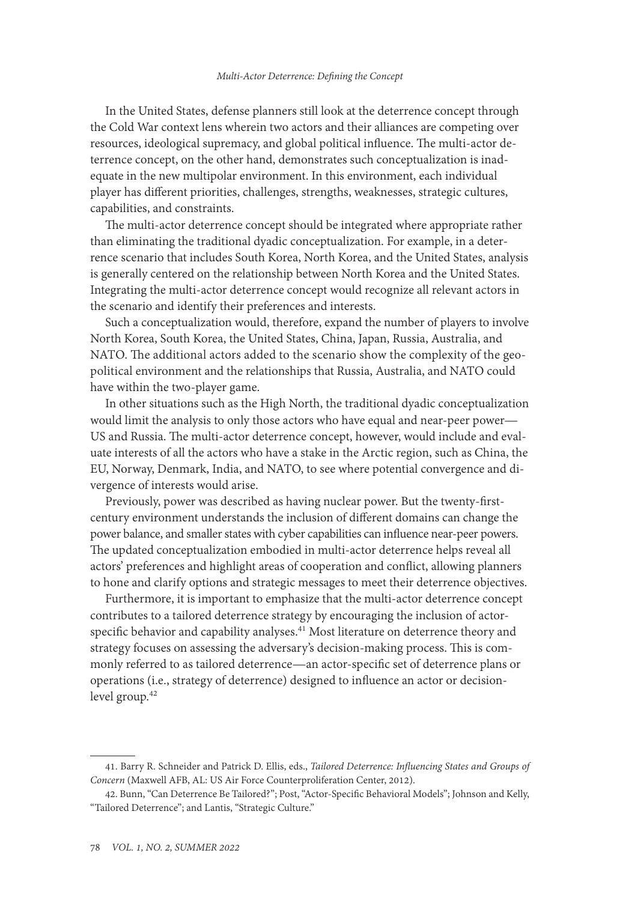In the United States, defense planners still look at the deterrence concept through the Cold War context lens wherein two actors and their alliances are competing over resources, ideological supremacy, and global political influence. The multi-actor deterrence concept, on the other hand, demonstrates such conceptualization is inadequate in the new multipolar environment. In this environment, each individual player has different priorities, challenges, strengths, weaknesses, strategic cultures, capabilities, and constraints.

The multi-actor deterrence concept should be integrated where appropriate rather than eliminating the traditional dyadic conceptualization. For example, in a deterrence scenario that includes South Korea, North Korea, and the United States, analysis is generally centered on the relationship between North Korea and the United States. Integrating the multi-actor deterrence concept would recognize all relevant actors in the scenario and identify their preferences and interests.

Such a conceptualization would, therefore, expand the number of players to involve North Korea, South Korea, the United States, China, Japan, Russia, Australia, and NATO. The additional actors added to the scenario show the complexity of the geopolitical environment and the relationships that Russia, Australia, and NATO could have within the two-player game.

In other situations such as the High North, the traditional dyadic conceptualization would limit the analysis to only those actors who have equal and near-peer power—US and Russia. The multi-actor deterrence concept, however, would include and evaluate interests of all the actors who have a stake in the Arctic region, such as China, the EU, Norway, Denmark, India, and NATO, to see where potential convergence and divergence of interests would arise.

Previously, power was described as having nuclear power. But the twenty-first-century environment understands the inclusion of different domains can change the power balance, and smaller states with cyber capabilities can influence near-peer powers. The updated conceptualization embodied in multi-actor deterrence helps reveal all actors' preferences and highlight areas of cooperation and conflict, allowing planners to hone and clarify options and strategic messages to meet their deterrence objectives.

Furthermore, it is important to emphasize that the multi-actor deterrence concept contributes to a tailored deterrence strategy by encouraging the inclusion of actor-specific behavior and capability analyses.[41] Most literature on deterrence theory and strategy focuses on assessing the adversary's decision-making process. This is commonly referred to as tailored deterrence—an actor-specific set of deterrence plans or operations (i.e., strategy of deterrence) designed to influence an actor or decision-level group.[42]

---

41. Barry R. Schneider and Patrick D. Ellis, eds., *Tailored Deterrence: Influencing States and Groups of Concern* (Maxwell AFB, AL: US Air Force Counterproliferation Center, 2012).

42. Bunn, "Can Deterrence Be Tailored?"; Post, "Actor-Specific Behavioral Models"; Johnson and Kelly, "Tailored Deterrence"; and Lantis, "Strategic Culture."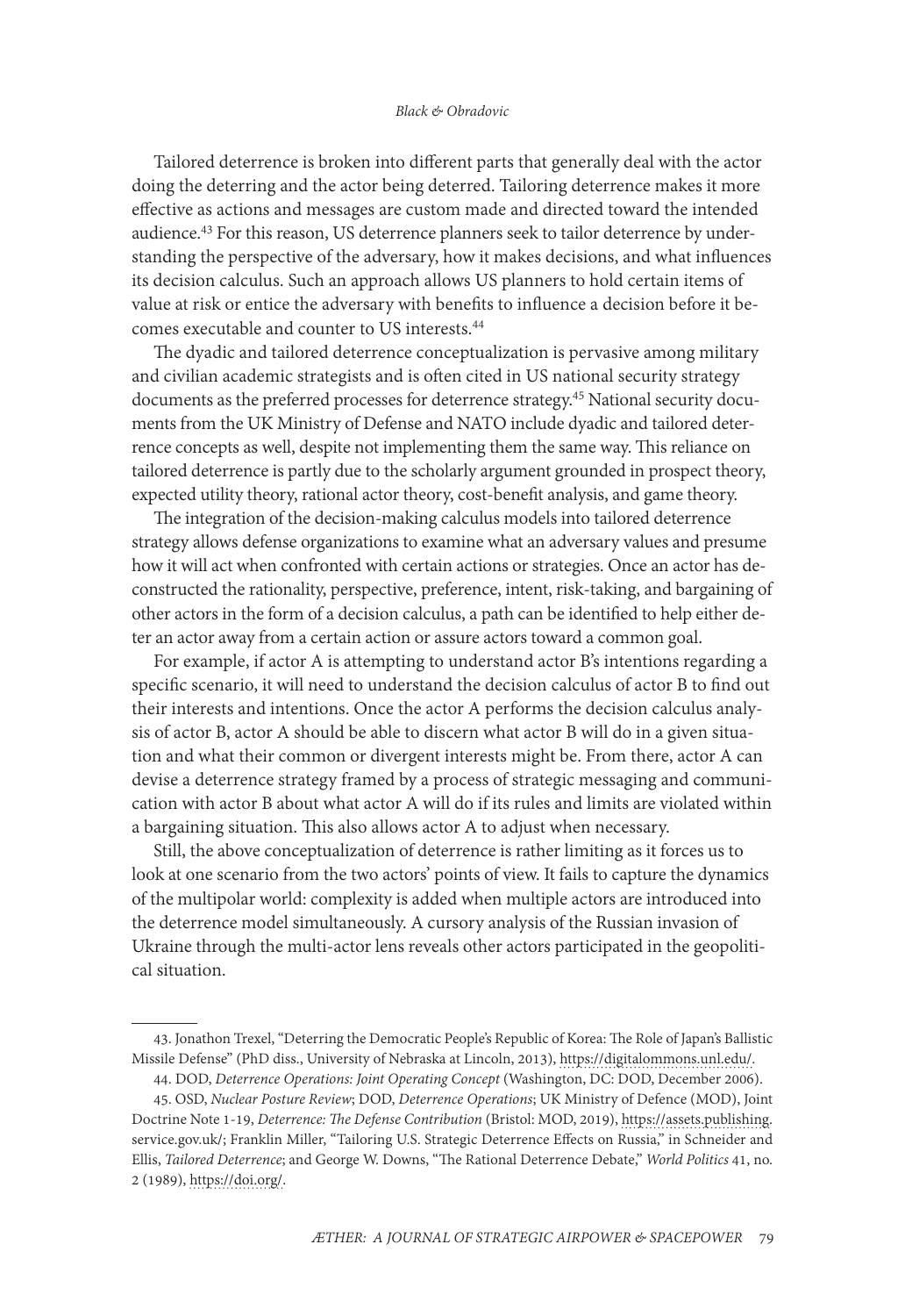Tailored deterrence is broken into different parts that generally deal with the actor doing the deterring and the actor being deterred. Tailoring deterrence makes it more effective as actions and messages are custom made and directed toward the intended audience.[43] For this reason, US deterrence planners seek to tailor deterrence by understanding the perspective of the adversary, how it makes decisions, and what influences its decision calculus. Such an approach allows US planners to hold certain items of value at risk or entice the adversary with benefits to influence a decision before it becomes executable and counter to US interests.[44]

The dyadic and tailored deterrence conceptualization is pervasive among military and civilian academic strategists and is often cited in US national security strategy documents as the preferred processes for deterrence strategy.[45] National security documents from the UK Ministry of Defense and NATO include dyadic and tailored deterrence concepts as well, despite not implementing them the same way. This reliance on tailored deterrence is partly due to the scholarly argument grounded in prospect theory, expected utility theory, rational actor theory, cost-benefit analysis, and game theory.

The integration of the decision-making calculus models into tailored deterrence strategy allows defense organizations to examine what an adversary values and presume how it will act when confronted with certain actions or strategies. Once an actor has deconstructed the rationality, perspective, preference, intent, risk-taking, and bargaining of other actors in the form of a decision calculus, a path can be identified to help either deter an actor away from a certain action or assure actors toward a common goal.

For example, if actor A is attempting to understand actor B's intentions regarding a specific scenario, it will need to understand the decision calculus of actor B to find out their interests and intentions. Once the actor A performs the decision calculus analysis of actor B, actor A should be able to discern what actor B will do in a given situation and what their common or divergent interests might be. From there, actor A can devise a deterrence strategy framed by a process of strategic messaging and communication with actor B about what actor A will do if its rules and limits are violated within a bargaining situation. This also allows actor A to adjust when necessary.

Still, the above conceptualization of deterrence is rather limiting as it forces us to look at one scenario from the two actors' points of view. It fails to capture the dynamics of the multipolar world: complexity is added when multiple actors are introduced into the deterrence model simultaneously. A cursory analysis of the Russian invasion of Ukraine through the multi-actor lens reveals other actors participated in the geopolitical situation.

---

43. Jonathon Trexel, "Deterring the Democratic People's Republic of Korea: The Role of Japan's Ballistic Missile Defense" (PhD diss., University of Nebraska at Lincoln, 2013), https://digitalcommons.unl.edu/.

44. DOD, *Deterrence Operations: Joint Operating Concept* (Washington, DC: DOD, December 2006).

45. OSD, *Nuclear Posture Review*; DOD, *Deterrence Operations*; UK Ministry of Defence (MOD), Joint Doctrine Note 1-19, *Deterrence: The Defense Contribution* (Bristol: MOD, 2019), https://assets.publishing.service.gov.uk/; Franklin Miller, "Tailoring U.S. Strategic Deterrence Effects on Russia," in Schneider and Ellis, *Tailored Deterrence*; and George W. Downs, "The Rational Deterrence Debate," *World Politics* 41, no. 2 (1989), https://doi.org/.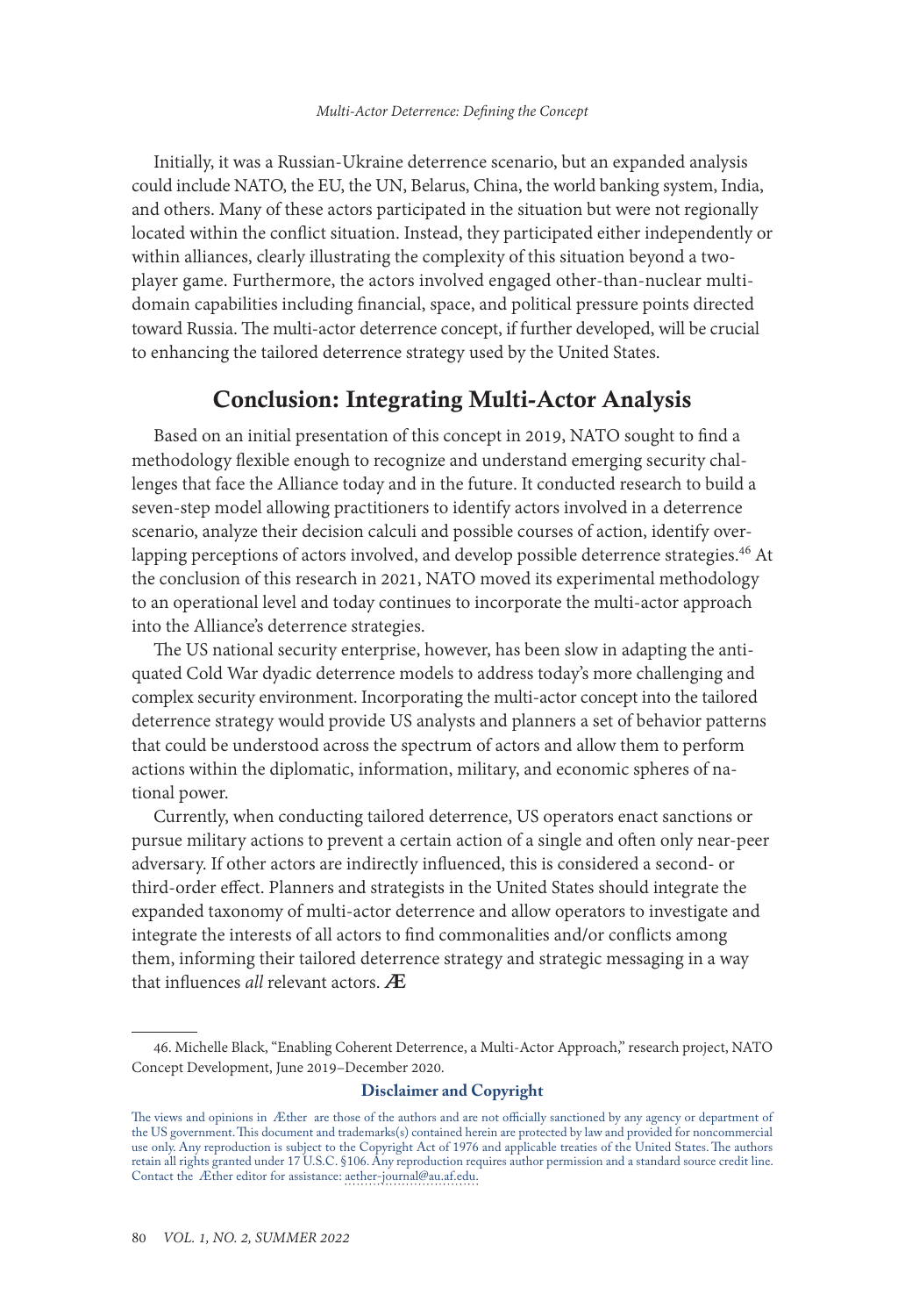Initially, it was a Russian-Ukraine deterrence scenario, but an expanded analysis could include NATO, the EU, the UN, Belarus, China, the world banking system, India, and others. Many of these actors participated in the situation but were not regionally located within the conflict situation. Instead, they participated either independently or within alliances, clearly illustrating the complexity of this situation beyond a two-player game. Furthermore, the actors involved engaged other-than-nuclear multi-domain capabilities including financial, space, and political pressure points directed toward Russia. The multi-actor deterrence concept, if further developed, will be crucial to enhancing the tailored deterrence strategy used by the United States.

## Conclusion: Integrating Multi-Actor Analysis

Based on an initial presentation of this concept in 2019, NATO sought to find a methodology flexible enough to recognize and understand emerging security challenges that face the Alliance today and in the future. It conducted research to build a seven-step model allowing practitioners to identify actors involved in a deterrence scenario, analyze their decision calculi and possible courses of action, identify overlapping perceptions of actors involved, and develop possible deterrence strategies.[46] At the conclusion of this research in 2021, NATO moved its experimental methodology to an operational level and today continues to incorporate the multi-actor approach into the Alliance's deterrence strategies.

The US national security enterprise, however, has been slow in adapting the antiquated Cold War dyadic deterrence models to address today's more challenging and complex security environment. Incorporating the multi-actor concept into the tailored deterrence strategy would provide US analysts and planners a set of behavior patterns that could be understood across the spectrum of actors and allow them to perform actions within the diplomatic, information, military, and economic spheres of national power.

Currently, when conducting tailored deterrence, US operators enact sanctions or pursue military actions to prevent a certain action of a single and often only near-peer adversary. If other actors are indirectly influenced, this is considered a second- or third-order effect. Planners and strategists in the United States should integrate the expanded taxonomy of multi-actor deterrence and allow operators to investigate and integrate the interests of all actors to find commonalities and/or conflicts among them, informing their tailored deterrence strategy and strategic messaging in a way that influences *all* relevant actors. ***Æ***

---

46. Michelle Black, "Enabling Coherent Deterrence, a Multi-Actor Approach," research project, NATO Concept Development, June 2019–December 2020.

**Disclaimer and Copyright**

The views and opinions in Æther are those of the authors and are not officially sanctioned by any agency or department of the US government. This document and trademarks(s) contained herein are protected by law and provided for noncommercial use only. Any reproduction is subject to the Copyright Act of 1976 and applicable treaties of the United States. The authors retain all rights granted under 17 U.S.C. §106. Any reproduction requires author permission and a standard source credit line. Contact the Æther editor for assistance: aether-journal@au.af.edu.